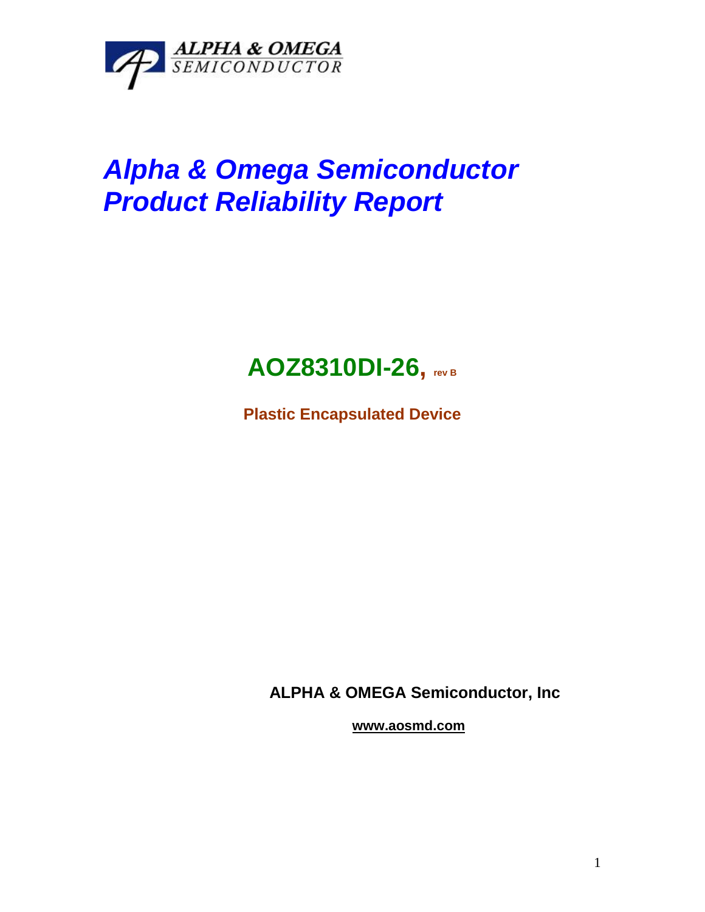ALPHA & OMEGA SEMICONDUCTOR

# *Alpha & Omega Semiconductor Product Reliability Report*

## AOZ8310DI-26, rev B

**Plastic Encapsulated Device**

**ALPHA & OMEGA Semiconductor, Inc**

**www.aosmd.com**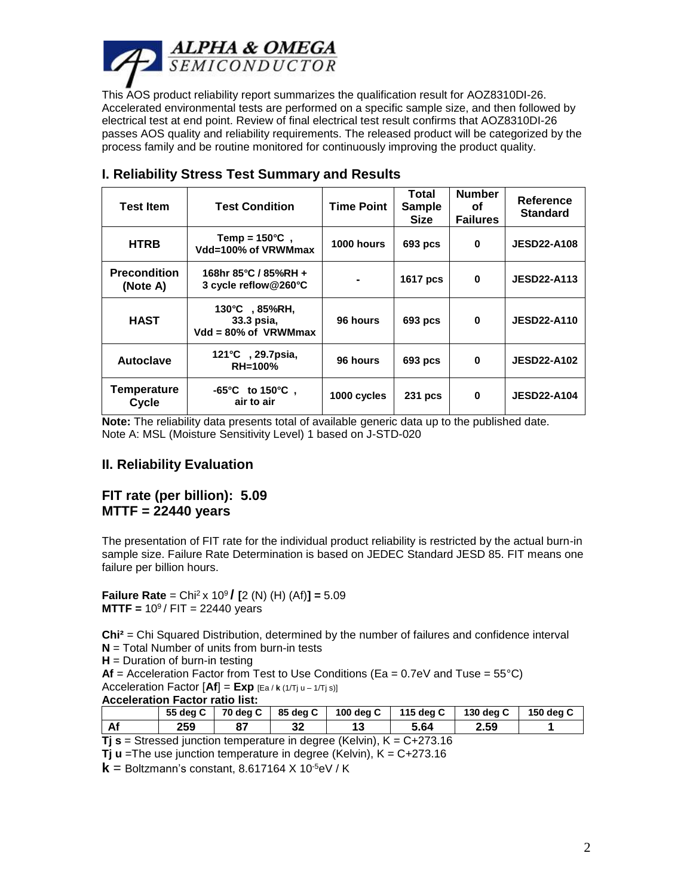ALPHA & OMEGA SEMICONDUCTOR

This AOS product reliability report summarizes the qualification result for AOZ8310DI-26. Accelerated environmental tests are performed on a specific sample size, and then followed by electrical test at end point. Review of final electrical test result confirms that AOZ8310DI-26 passes AOS quality and reliability requirements. The released product will be categorized by the process family and be routine monitored for continuously improving the product quality.

## I. Reliability Stress Test Summary and Results

| Test Item | Test Condition | Time Point | Total Sample Size | Number of Failures | Reference Standard |
|---|---|---|---|---|---|
| HTRB | Temp = 150°C , Vdd=100% of VRWMmax | 1000 hours | 693 pcs | 0 | JESD22-A108 |
| Precondition (Note A) | 168hr 85°C / 85%RH + 3 cycle reflow@260°C | - | 1617 pcs | 0 | JESD22-A113 |
| HAST | 130°C , 85%RH, 33.3 psia, Vdd = 80% of VRWMmax | 96 hours | 693 pcs | 0 | JESD22-A110 |
| Autoclave | 121°C , 29.7psia, RH=100% | 96 hours | 693 pcs | 0 | JESD22-A102 |
| Temperature Cycle | -65°C to 150°C , air to air | 1000 cycles | 231 pcs | 0 | JESD22-A104 |

**Note:** The reliability data presents total of available generic data up to the published date.
Note A: MSL (Moisture Sensitivity Level) 1 based on J-STD-020

## II. Reliability Evaluation

### FIT rate (per billion): 5.09
### MTTF = 22440 years

The presentation of FIT rate for the individual product reliability is restricted by the actual burn-in sample size. Failure Rate Determination is based on JEDEC Standard JESD 85. FIT means one failure per billion hours.

**Failure Rate** = $Chi^2 \times 10^9$ **/ [**2 (N) (H) (Af)**] =** 5.09
**MTTF =** $10^9$ / FIT = 22440 years

**Chi²** = Chi Squared Distribution, determined by the number of failures and confidence interval
**N** = Total Number of units from burn-in tests
**H** = Duration of burn-in testing
**Af** = Acceleration Factor from Test to Use Conditions (Ea = 0.7eV and Tuse = 55°C)
Acceleration Factor [**Af**] = **Exp** [Ea / **k** (1/Tj u – 1/Tj s)]

**Acceleration Factor ratio list:**

| | 55 deg C | 70 deg C | 85 deg C | 100 deg C | 115 deg C | 130 deg C | 150 deg C |
|---|---|---|---|---|---|---|---|
| Af | 259 | 87 | 32 | 13 | 5.64 | 2.59 | 1 |

**Tj s** = Stressed junction temperature in degree (Kelvin), K = C+273.16
**Tj u** =The use junction temperature in degree (Kelvin), K = C+273.16
**k** = Boltzmann's constant, $8.617164 \times 10^{-5}$eV / K